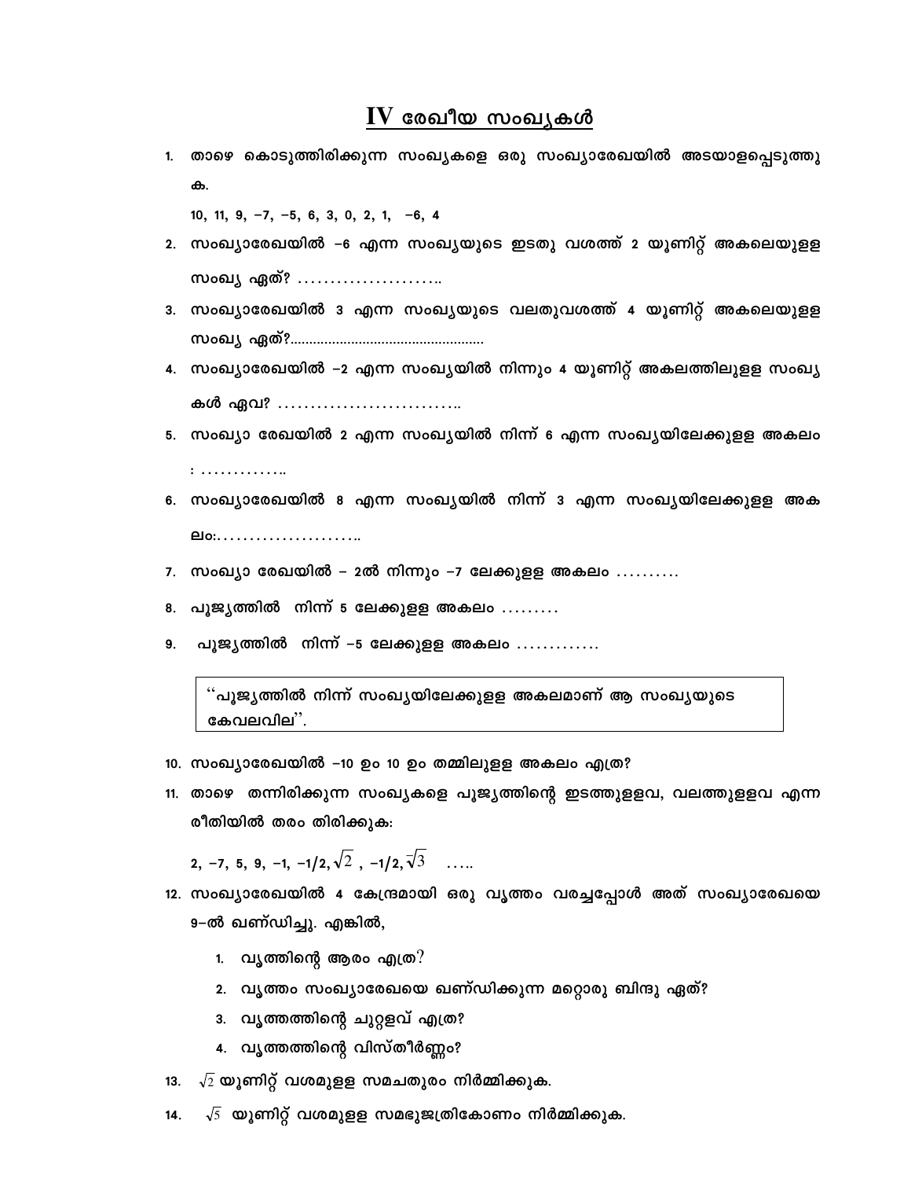# IV രേഖീയ സംഖ്യകൾ

1. താഴെ കൊടുത്തിരിക്കുന്ന സംഖ്യകളെ ഒരു സംഖ്യാരേഖയിൽ അടയാളപ്പെടുത്തുക.

   10, 11, 9, −7, −5, 6, 3, 0, 2, 1, −6, 4

2. സംഖ്യാരേഖയിൽ −6 എന്ന സംഖ്യയുടെ ഇടതു വശത്ത് 2 യൂണിറ്റ് അകലെയുള്ള സംഖ്യ ഏത്? ......................

3. സംഖ്യാരേഖയിൽ 3 എന്ന സംഖ്യയുടെ വലതുവശത്ത് 4 യൂണിറ്റ് അകലെയുള്ള സംഖ്യ ഏത്?..................................................

4. സംഖ്യാരേഖയിൽ −2 എന്ന സംഖ്യയിൽ നിന്നും 4 യൂണിറ്റ് അകലത്തിലുള്ള സംഖ്യകൾ ഏവ? ............................

5. സംഖ്യാ രേഖയിൽ 2 എന്ന സംഖ്യയിൽ നിന്ന് 6 എന്ന സംഖ്യയിലേക്കുള്ള അകലം : ..............

6. സംഖ്യാരേഖയിൽ 8 എന്ന സംഖ്യയിൽ നിന്ന് 3 എന്ന സംഖ്യയിലേക്കുള്ള അകലം:......................

7. സംഖ്യാ രേഖയിൽ – 2ൽ നിന്നും −7 ലേക്കുള്ള അകലം ..........

8. പൂജ്യത്തിൽ നിന്ന് 5 ലേക്കുള്ള അകലം .........

9. പൂജ്യത്തിൽ നിന്ന് −5 ലേക്കുള്ള അകലം .............

> ''പൂജ്യത്തിൽ നിന്ന് സംഖ്യയിലേക്കുള്ള അകലമാണ് ആ സംഖ്യയുടെ കേവലവില''.

10. സംഖ്യാരേഖയിൽ −10 ഉം 10 ഉം തമ്മിലുള്ള അകലം എത്ര?

11. താഴെ തന്നിരിക്കുന്ന സംഖ്യകളെ പൂജ്യത്തിന്റെ ഇടത്തുള്ളവ, വലത്തുള്ളവ എന്ന രീതിയിൽ തരം തിരിക്കുക:

    2, −7, 5, 9, −1, −1/2, $\sqrt{2}$ , −1/2, $\sqrt[-]{3}$ .....

12. സംഖ്യാരേഖയിൽ 4 കേന്ദ്രമായി ഒരു വൃത്തം വരച്ചപ്പോൾ അത് സംഖ്യാരേഖയെ 9−ൽ ഖണ്ഡിച്ചു. എങ്കിൽ,

    1. വൃത്തിന്റെ ആരം എത്ര?
    2. വൃത്തം സംഖ്യാരേഖയെ ഖണ്ഡിക്കുന്ന മറ്റൊരു ബിന്ദു ഏത്?
    3. വൃത്തത്തിന്റെ ചുറ്റളവ് എത്ര?
    4. വൃത്തത്തിന്റെ വിസ്തീർണ്ണം?

13. $\sqrt{2}$ യൂണിറ്റ് വശമുള്ള സമചതുരം നിർമ്മിക്കുക.

14. $\sqrt{5}$ യൂണിറ്റ് വശമുള്ള സമഭുജത്രികോണം നിർമ്മിക്കുക.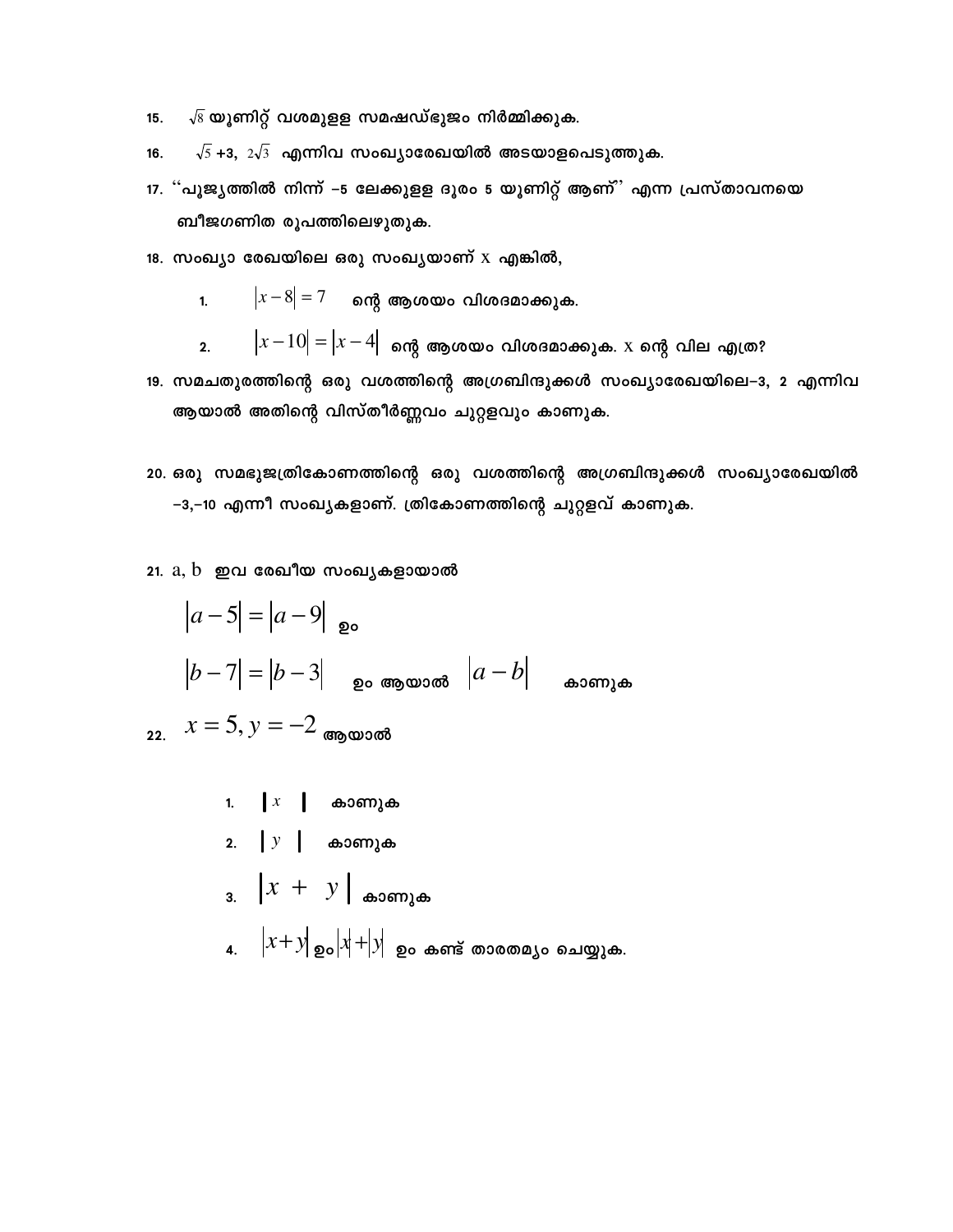15. $\sqrt{8}$ യൂണിറ്റ് വശമുളള സമഷഡ്ഭുജം നിർമ്മിക്കുക.

16. $\sqrt{5}+3$, $2\sqrt{3}$ എന്നിവ സംഖ്യാരേഖയിൽ അടയാളപെടുത്തുക.

17. ''പൂജ്യത്തിൽ നിന്ന് –5 ലേക്കുളള ദൂരം 5 യൂണിറ്റ് ആണ്'' എന്ന പ്രസ്താവനയെ ബീജഗണിത രൂപത്തിലെഴുതുക.

18. സംഖ്യാ രേഖയിലെ ഒരു സംഖ്യയാണ് $x$ എങ്കിൽ,

    1. $|x-8| = 7$ ന്റെ ആശയം വിശദമാക്കുക.
    2. $|x-10| = |x-4|$ ന്റെ ആശയം വിശദമാക്കുക. $x$ ന്റെ വില എത്ര?

19. സമചതുരത്തിന്റെ ഒരു വശത്തിന്റെ അഗ്രബിന്ദുക്കൾ സംഖ്യാരേഖയിലെ–3, 2 എന്നിവ ആയാൽ അതിന്റെ വിസ്തീർണ്ണവം ചുറ്റളവും കാണുക.

20. ഒരു സമഭുജത്രികോണത്തിന്റെ ഒരു വശത്തിന്റെ അഗ്രബിന്ദുക്കൾ സംഖ്യാരേഖയിൽ –3,–10 എന്നീ സംഖ്യകളാണ്. ത്രികോണത്തിന്റെ ചുറ്റളവ് കാണുക.

21. $a, b$ ഇവ രേഖീയ സംഖ്യകളായാൽ

    $|a-5| = |a-9|$ ഉം

    $|b-7| = |b-3|$ ഉം ആയാൽ $|a-b|$ കാണുക

22. $x = 5, y = -2$ ആയാൽ

    1. $|x|$ കാണുക
    2. $|y|$ കാണുക
    3. $|x + y|$ കാണുക
    4. $|x+y|$ ഉം $|x|+|y|$ ഉം കണ്ട് താരതമ്യം ചെയ്യുക.